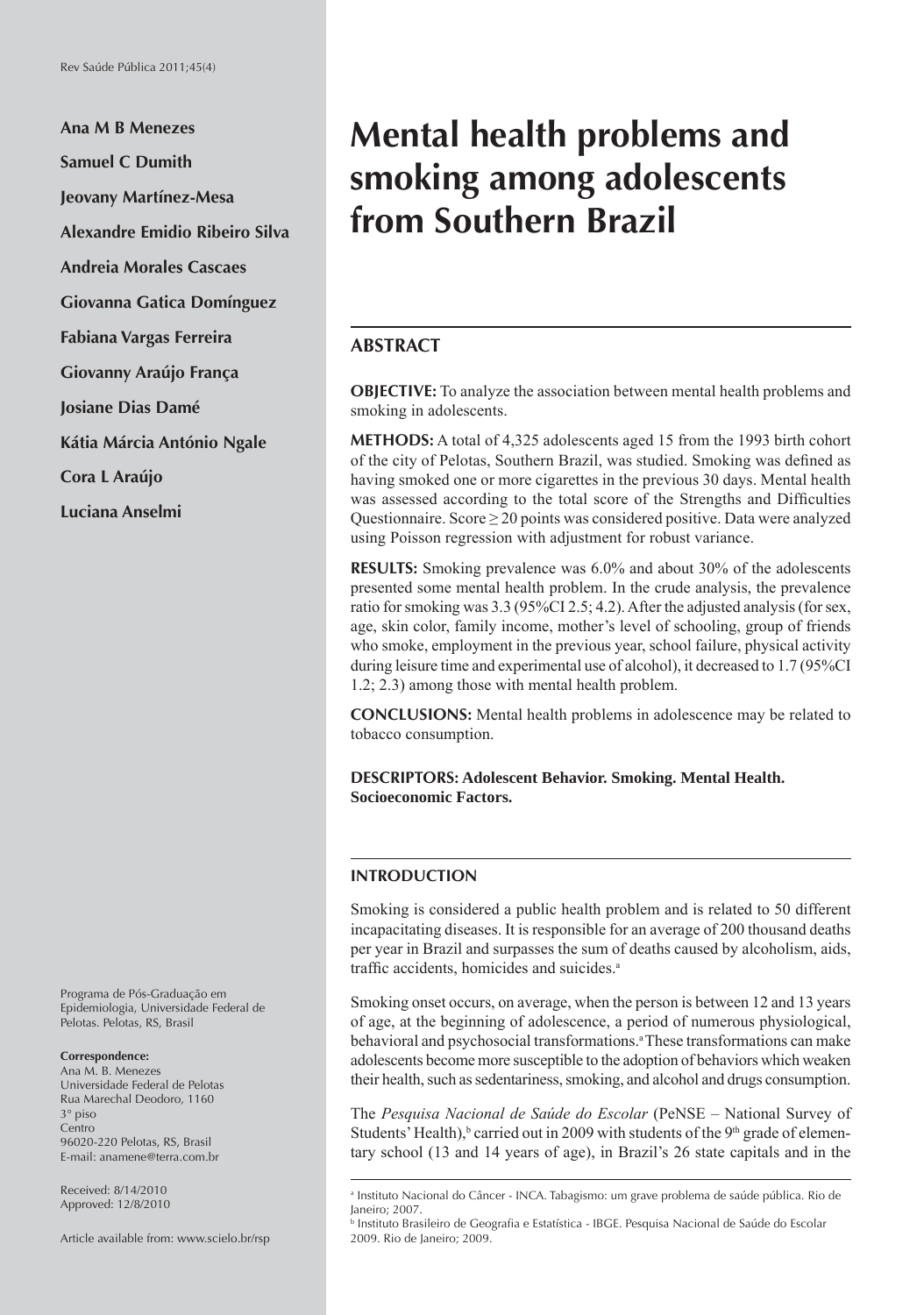**Ana M B Menezes**

**Samuel C Dumith**

**Jeovany Martínez-Mesa**

**Alexandre Emidio Ribeiro Silva**

**Andreia Morales Cascaes**

**Giovanna Gatica Domínguez**

**Fabiana Vargas Ferreira**

**Giovanny Araújo França**

**Josiane Dias Damé**

**Kátia Márcia António Ngale**

**Cora L Araújo**

**Luciana Anselmi**

Programa de Pós-Graduação em Epidemiologia, Universidade Federal de Pelotas. Pelotas, RS, Brasil

**Correspondence:**
Ana M. B. Menezes
Universidade Federal de Pelotas
Rua Marechal Deodoro, 1160
3° piso
Centro
96020-220 Pelotas, RS, Brasil
E-mail: anamene@terra.com.br

Received: 8/14/2010
Approved: 12/8/2010

Article available from: www.scielo.br/rsp

# Mental health problems and smoking among adolescents from Southern Brazil

## ABSTRACT

**OBJECTIVE:** To analyze the association between mental health problems and smoking in adolescents.

**METHODS:** A total of 4,325 adolescents aged 15 from the 1993 birth cohort of the city of Pelotas, Southern Brazil, was studied. Smoking was defined as having smoked one or more cigarettes in the previous 30 days. Mental health was assessed according to the total score of the Strengths and Difficulties Questionnaire. Score $\geq 20$ points was considered positive. Data were analyzed using Poisson regression with adjustment for robust variance.

**RESULTS:** Smoking prevalence was 6.0% and about 30% of the adolescents presented some mental health problem. In the crude analysis, the prevalence ratio for smoking was 3.3 (95%CI 2.5; 4.2). After the adjusted analysis (for sex, age, skin color, family income, mother's level of schooling, group of friends who smoke, employment in the previous year, school failure, physical activity during leisure time and experimental use of alcohol), it decreased to 1.7 (95%CI 1.2; 2.3) among those with mental health problem.

**CONCLUSIONS:** Mental health problems in adolescence may be related to tobacco consumption.

**DESCRIPTORS: Adolescent Behavior. Smoking. Mental Health. Socioeconomic Factors.**

## INTRODUCTION

Smoking is considered a public health problem and is related to 50 different incapacitating diseases. It is responsible for an average of 200 thousand deaths per year in Brazil and surpasses the sum of deaths caused by alcoholism, aids, traffic accidents, homicides and suicides.[a]

Smoking onset occurs, on average, when the person is between 12 and 13 years of age, at the beginning of adolescence, a period of numerous physiological, behavioral and psychosocial transformations.[a] These transformations can make adolescents become more susceptible to the adoption of behaviors which weaken their health, such as sedentariness, smoking, and alcohol and drugs consumption.

The *Pesquisa Nacional de Saúde do Escolar* (PeNSE – National Survey of Students' Health),[b] carried out in 2009 with students of the 9th grade of elementary school (13 and 14 years of age), in Brazil's 26 state capitals and in the

[a] Instituto Nacional do Câncer - INCA. Tabagismo: um grave problema de saúde pública. Rio de Janeiro; 2007.

[b] Instituto Brasileiro de Geografia e Estatística - IBGE. Pesquisa Nacional de Saúde do Escolar 2009. Rio de Janeiro; 2009.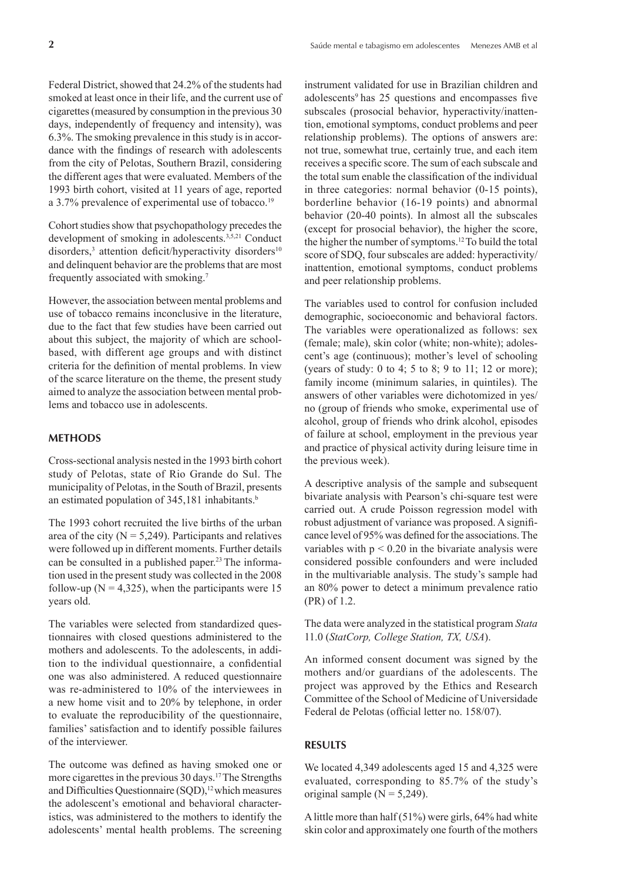Federal District, showed that 24.2% of the students had smoked at least once in their life, and the current use of cigarettes (measured by consumption in the previous 30 days, independently of frequency and intensity), was 6.3%. The smoking prevalence in this study is in accordance with the findings of research with adolescents from the city of Pelotas, Southern Brazil, considering the different ages that were evaluated. Members of the 1993 birth cohort, visited at 11 years of age, reported a 3.7% prevalence of experimental use of tobacco.[19]

Cohort studies show that psychopathology precedes the development of smoking in adolescents.[3,5,21] Conduct disorders,[3] attention deficit/hyperactivity disorders[10] and delinquent behavior are the problems that are most frequently associated with smoking.[7]

However, the association between mental problems and use of tobacco remains inconclusive in the literature, due to the fact that few studies have been carried out about this subject, the majority of which are school-based, with different age groups and with distinct criteria for the definition of mental problems. In view of the scarce literature on the theme, the present study aimed to analyze the association between mental problems and tobacco use in adolescents.

## METHODS

Cross-sectional analysis nested in the 1993 birth cohort study of Pelotas, state of Rio Grande do Sul. The municipality of Pelotas, in the South of Brazil, presents an estimated population of 345,181 inhabitants.[b]

The 1993 cohort recruited the live births of the urban area of the city (N = 5,249). Participants and relatives were followed up in different moments. Further details can be consulted in a published paper.[23] The information used in the present study was collected in the 2008 follow-up (N = 4,325), when the participants were 15 years old.

The variables were selected from standardized questionnaires with closed questions administered to the mothers and adolescents. To the adolescents, in addition to the individual questionnaire, a confidential one was also administered. A reduced questionnaire was re-administered to 10% of the interviewees in a new home visit and to 20% by telephone, in order to evaluate the reproducibility of the questionnaire, families' satisfaction and to identify possible failures of the interviewer.

The outcome was defined as having smoked one or more cigarettes in the previous 30 days.[17] The Strengths and Difficulties Questionnaire (SQD),[12] which measures the adolescent's emotional and behavioral characteristics, was administered to the mothers to identify the adolescents' mental health problems. The screening instrument validated for use in Brazilian children and adolescents[9] has 25 questions and encompasses five subscales (prosocial behavior, hyperactivity/inattention, emotional symptoms, conduct problems and peer relationship problems). The options of answers are: not true, somewhat true, certainly true, and each item receives a specific score. The sum of each subscale and the total sum enable the classification of the individual in three categories: normal behavior (0-15 points), borderline behavior (16-19 points) and abnormal behavior (20-40 points). In almost all the subscales (except for prosocial behavior), the higher the score, the higher the number of symptoms.[12] To build the total score of SDQ, four subscales are added: hyperactivity/inattention, emotional symptoms, conduct problems and peer relationship problems.

The variables used to control for confusion included demographic, socioeconomic and behavioral factors. The variables were operationalized as follows: sex (female; male), skin color (white; non-white); adolescent's age (continuous); mother's level of schooling (years of study: 0 to 4; 5 to 8; 9 to 11; 12 or more); family income (minimum salaries, in quintiles). The answers of other variables were dichotomized in yes/no (group of friends who smoke, experimental use of alcohol, group of friends who drink alcohol, episodes of failure at school, employment in the previous year and practice of physical activity during leisure time in the previous week).

A descriptive analysis of the sample and subsequent bivariate analysis with Pearson's chi-square test were carried out. A crude Poisson regression model with robust adjustment of variance was proposed. A significance level of 95% was defined for the associations. The variables with $p < 0.20$ in the bivariate analysis were considered possible confounders and were included in the multivariable analysis. The study's sample had an 80% power to detect a minimum prevalence ratio (PR) of 1.2.

The data were analyzed in the statistical program *Stata* 11.0 (*StatCorp, College Station, TX, USA*).

An informed consent document was signed by the mothers and/or guardians of the adolescents. The project was approved by the Ethics and Research Committee of the School of Medicine of Universidade Federal de Pelotas (official letter no. 158/07).

## RESULTS

We located 4,349 adolescents aged 15 and 4,325 were evaluated, corresponding to 85.7% of the study's original sample (N = 5,249).

A little more than half (51%) were girls, 64% had white skin color and approximately one fourth of the mothers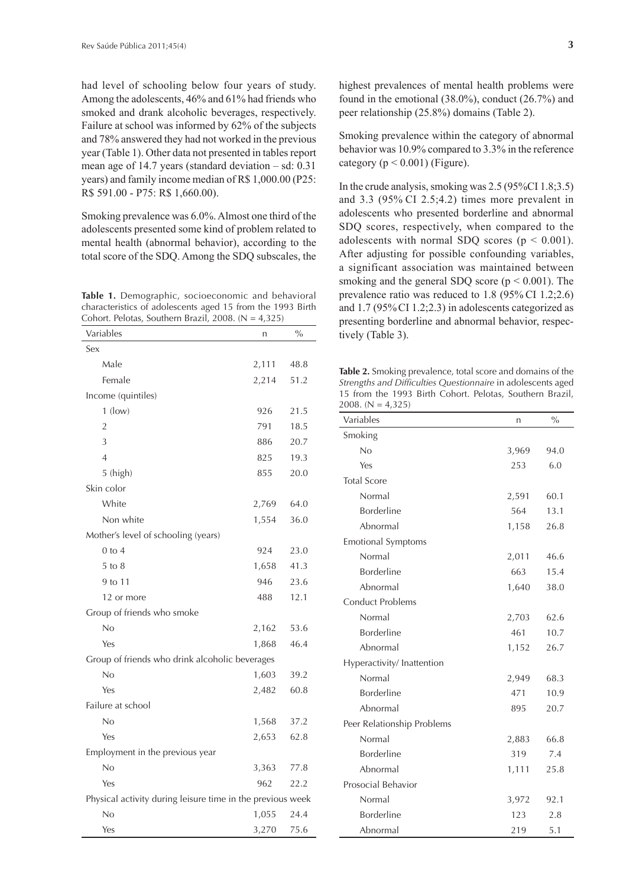had level of schooling below four years of study. Among the adolescents, 46% and 61% had friends who smoked and drank alcoholic beverages, respectively. Failure at school was informed by 62% of the subjects and 78% answered they had not worked in the previous year (Table 1). Other data not presented in tables report mean age of 14.7 years (standard deviation – sd: 0.31 years) and family income median of R$ 1,000.00 (P25: R$ 591.00 - P75: R$ 1,660.00).

Smoking prevalence was 6.0%. Almost one third of the adolescents presented some kind of problem related to mental health (abnormal behavior), according to the total score of the SDQ. Among the SDQ subscales, the highest prevalences of mental health problems were found in the emotional (38.0%), conduct (26.7%) and peer relationship (25.8%) domains (Table 2).

**Table 1.** Demographic, socioeconomic and behavioral characteristics of adolescents aged 15 from the 1993 Birth Cohort. Pelotas, Southern Brazil, 2008. (N = 4,325)

| Variables | n | % |
|---|---|---|
| Sex | | |
| Male | 2,111 | 48.8 |
| Female | 2,214 | 51.2 |
| Income (quintiles) | | |
| 1 (low) | 926 | 21.5 |
| 2 | 791 | 18.5 |
| 3 | 886 | 20.7 |
| 4 | 825 | 19.3 |
| 5 (high) | 855 | 20.0 |
| Skin color | | |
| White | 2,769 | 64.0 |
| Non white | 1,554 | 36.0 |
| Mother's level of schooling (years) | | |
| 0 to 4 | 924 | 23.0 |
| 5 to 8 | 1,658 | 41.3 |
| 9 to 11 | 946 | 23.6 |
| 12 or more | 488 | 12.1 |
| Group of friends who smoke | | |
| No | 2,162 | 53.6 |
| Yes | 1,868 | 46.4 |
| Group of friends who drink alcoholic beverages | | |
| No | 1,603 | 39.2 |
| Yes | 2,482 | 60.8 |
| Failure at school | | |
| No | 1,568 | 37.2 |
| Yes | 2,653 | 62.8 |
| Employment in the previous year | | |
| No | 3,363 | 77.8 |
| Yes | 962 | 22.2 |
| Physical activity during leisure time in the previous week | | |
| No | 1,055 | 24.4 |
| Yes | 3,270 | 75.6 |

Smoking prevalence within the category of abnormal behavior was 10.9% compared to 3.3% in the reference category ($p < 0.001$) (Figure).

In the crude analysis, smoking was 2.5 (95%CI 1.8;3.5) and 3.3 (95% CI 2.5;4.2) times more prevalent in adolescents who presented borderline and abnormal SDQ scores, respectively, when compared to the adolescents with normal SDQ scores ($p < 0.001$). After adjusting for possible confounding variables, a significant association was maintained between smoking and the general SDQ score ($p < 0.001$). The prevalence ratio was reduced to 1.8 (95% CI 1.2;2.6) and 1.7 (95% CI 1.2;2.3) in adolescents categorized as presenting borderline and abnormal behavior, respectively (Table 3).

**Table 2.** Smoking prevalence, total score and domains of the *Strengths and Difficulties Questionnaire* in adolescents aged 15 from the 1993 Birth Cohort. Pelotas, Southern Brazil, 2008. (N = 4,325)

| Variables | n | % |
|---|---|---|
| Smoking | | |
| No | 3,969 | 94.0 |
| Yes | 253 | 6.0 |
| Total Score | | |
| Normal | 2,591 | 60.1 |
| Borderline | 564 | 13.1 |
| Abnormal | 1,158 | 26.8 |
| Emotional Symptoms | | |
| Normal | 2,011 | 46.6 |
| Borderline | 663 | 15.4 |
| Abnormal | 1,640 | 38.0 |
| Conduct Problems | | |
| Normal | 2,703 | 62.6 |
| Borderline | 461 | 10.7 |
| Abnormal | 1,152 | 26.7 |
| Hyperactivity/ Inattention | | |
| Normal | 2,949 | 68.3 |
| Borderline | 471 | 10.9 |
| Abnormal | 895 | 20.7 |
| Peer Relationship Problems | | |
| Normal | 2,883 | 66.8 |
| Borderline | 319 | 7.4 |
| Abnormal | 1,111 | 25.8 |
| Prosocial Behavior | | |
| Normal | 3,972 | 92.1 |
| Borderline | 123 | 2.8 |
| Abnormal | 219 | 5.1 |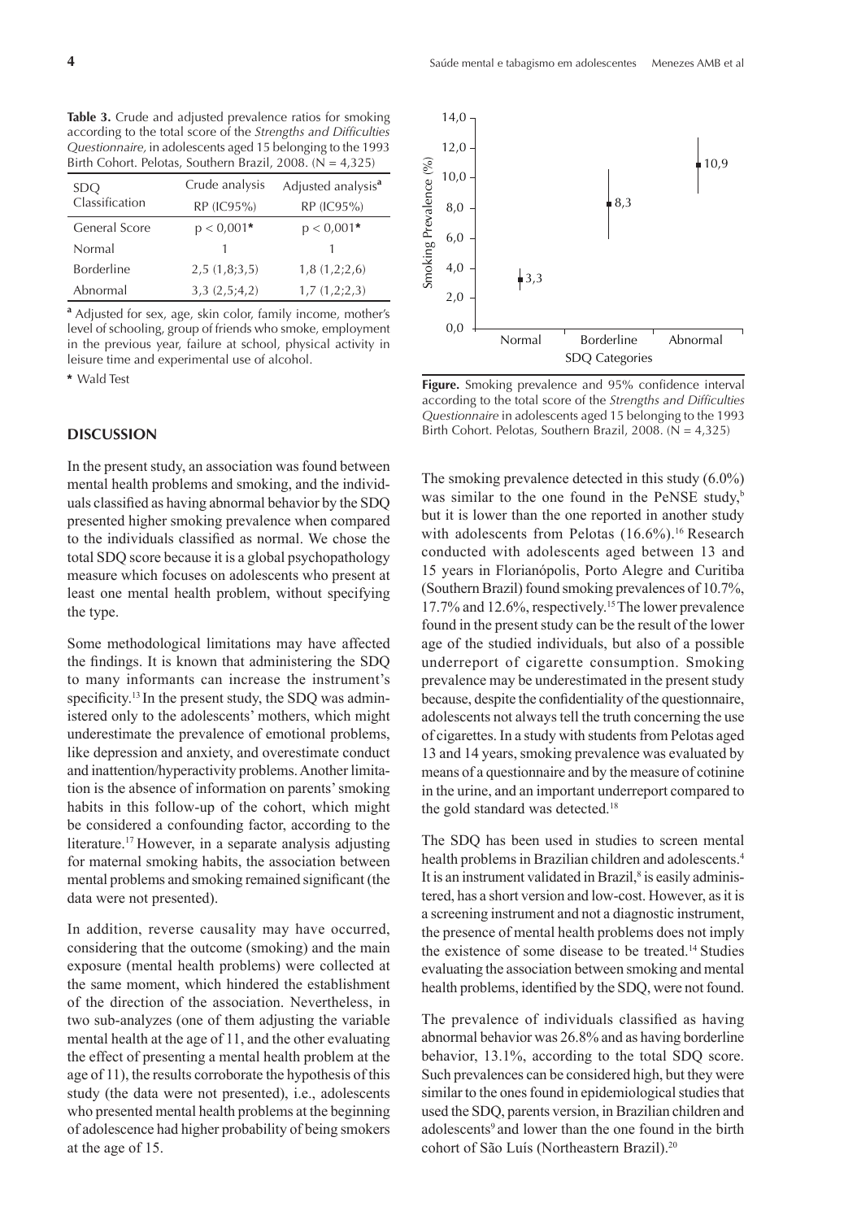**Table 3.** Crude and adjusted prevalence ratios for smoking according to the total score of the *Strengths and Difficulties Questionnaire,* in adolescents aged 15 belonging to the 1993 Birth Cohort. Pelotas, Southern Brazil, 2008. (N = 4,325)

| SDQ Classification | Crude analysis RP (IC95%) | Adjusted analysis[a] RP (IC95%) |
|---|---|---|
| General Score | p < 0,001* | p < 0,001* |
| Normal | 1 | 1 |
| Borderline | 2,5 (1,8;3,5) | 1,8 (1,2;2,6) |
| Abnormal | 3,3 (2,5;4,2) | 1,7 (1,2;2,3) |

[a] Adjusted for sex, age, skin color, family income, mother's level of schooling, group of friends who smoke, employment in the previous year, failure at school, physical activity in leisure time and experimental use of alcohol.

* Wald Test

**Figure.** Smoking prevalence and 95% confidence interval according to the total score of the *Strengths and Difficulties Questionnaire* in adolescents aged 15 belonging to the 1993 Birth Cohort. Pelotas, Southern Brazil, 2008. (N = 4,325)

## DISCUSSION

In the present study, an association was found between mental health problems and smoking, and the individuals classified as having abnormal behavior by the SDQ presented higher smoking prevalence when compared to the individuals classified as normal. We chose the total SDQ score because it is a global psychopathology measure which focuses on adolescents who present at least one mental health problem, without specifying the type.

Some methodological limitations may have affected the findings. It is known that administering the SDQ to many informants can increase the instrument's specificity.[13] In the present study, the SDQ was administered only to the adolescents' mothers, which might underestimate the prevalence of emotional problems, like depression and anxiety, and overestimate conduct and inattention/hyperactivity problems. Another limitation is the absence of information on parents' smoking habits in this follow-up of the cohort, which might be considered a confounding factor, according to the literature.[17] However, in a separate analysis adjusting for maternal smoking habits, the association between mental problems and smoking remained significant (the data were not presented).

In addition, reverse causality may have occurred, considering that the outcome (smoking) and the main exposure (mental health problems) were collected at the same moment, which hindered the establishment of the direction of the association. Nevertheless, in two sub-analyzes (one of them adjusting the variable mental health at the age of 11, and the other evaluating the effect of presenting a mental health problem at the age of 11), the results corroborate the hypothesis of this study (the data were not presented), i.e., adolescents who presented mental health problems at the beginning of adolescence had higher probability of being smokers at the age of 15.

The smoking prevalence detected in this study (6.0%) was similar to the one found in the PeNSE study,[b] but it is lower than the one reported in another study with adolescents from Pelotas (16.6%).[16] Research conducted with adolescents aged between 13 and 15 years in Florianópolis, Porto Alegre and Curitiba (Southern Brazil) found smoking prevalences of 10.7%, 17.7% and 12.6%, respectively.[15] The lower prevalence found in the present study can be the result of the lower age of the studied individuals, but also of a possible underreport of cigarette consumption. Smoking prevalence may be underestimated in the present study because, despite the confidentiality of the questionnaire, adolescents not always tell the truth concerning the use of cigarettes. In a study with students from Pelotas aged 13 and 14 years, smoking prevalence was evaluated by means of a questionnaire and by the measure of cotinine in the urine, and an important underreport compared to the gold standard was detected.[18]

The SDQ has been used in studies to screen mental health problems in Brazilian children and adolescents.[4] It is an instrument validated in Brazil,[8] is easily administered, has a short version and low-cost. However, as it is a screening instrument and not a diagnostic instrument, the presence of mental health problems does not imply the existence of some disease to be treated.[14] Studies evaluating the association between smoking and mental health problems, identified by the SDQ, were not found.

The prevalence of individuals classified as having abnormal behavior was 26.8% and as having borderline behavior, 13.1%, according to the total SDQ score. Such prevalences can be considered high, but they were similar to the ones found in epidemiological studies that used the SDQ, parents version, in Brazilian children and adolescents[9] and lower than the one found in the birth cohort of São Luís (Northeastern Brazil).[20]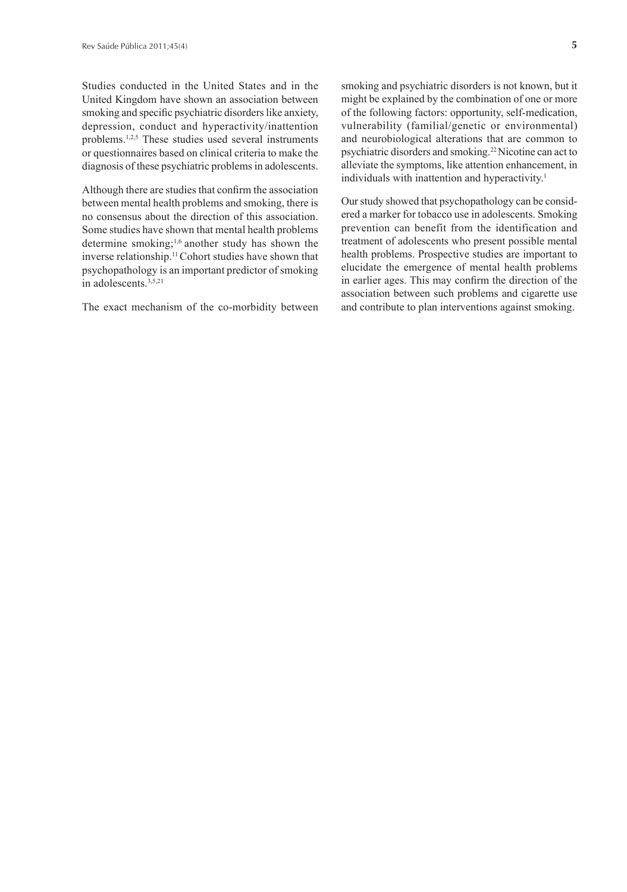Studies conducted in the United States and in the United Kingdom have shown an association between smoking and specific psychiatric disorders like anxiety, depression, conduct and hyperactivity/inattention problems.[1,2,5] These studies used several instruments or questionnaires based on clinical criteria to make the diagnosis of these psychiatric problems in adolescents.

Although there are studies that confirm the association between mental health problems and smoking, there is no consensus about the direction of this association. Some studies have shown that mental health problems determine smoking;[1,6] another study has shown the inverse relationship.[11] Cohort studies have shown that psychopathology is an important predictor of smoking in adolescents.[3,5,21]

The exact mechanism of the co-morbidity between smoking and psychiatric disorders is not known, but it might be explained by the combination of one or more of the following factors: opportunity, self-medication, vulnerability (familial/genetic or environmental) and neurobiological alterations that are common to psychiatric disorders and smoking.[22] Nicotine can act to alleviate the symptoms, like attention enhancement, in individuals with inattention and hyperactivity.[1]

Our study showed that psychopathology can be considered a marker for tobacco use in adolescents. Smoking prevention can benefit from the identification and treatment of adolescents who present possible mental health problems. Prospective studies are important to elucidate the emergence of mental health problems in earlier ages. This may confirm the direction of the association between such problems and cigarette use and contribute to plan interventions against smoking.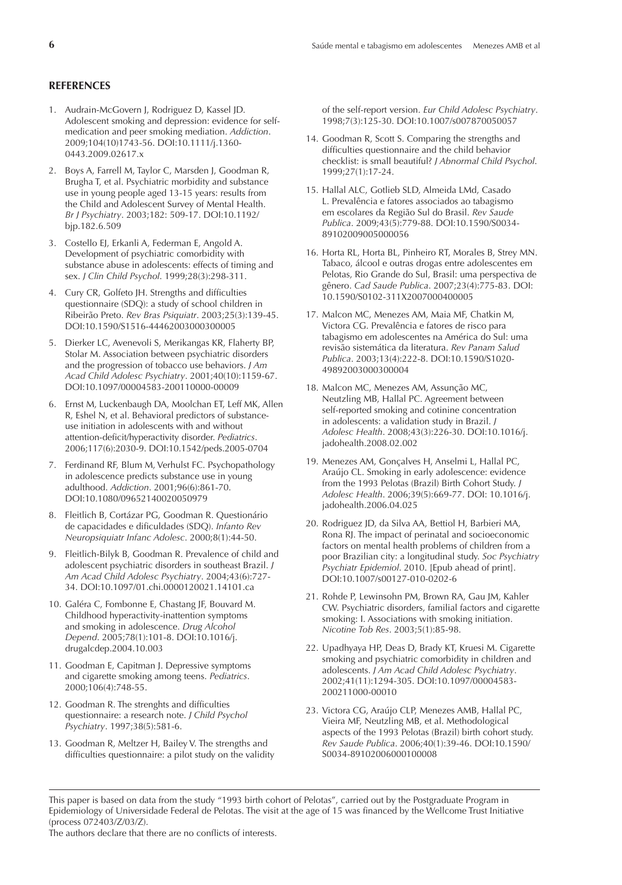## REFERENCES

1. Audrain-McGovern J, Rodriguez D, Kassel JD. Adolescent smoking and depression: evidence for self-medication and peer smoking mediation. *Addiction*. 2009;104(10)1743-56. DOI:10.1111/j.1360-0443.2009.02617.x
2. Boys A, Farrell M, Taylor C, Marsden J, Goodman R, Brugha T, et al. Psychiatric morbidity and substance use in young people aged 13-15 years: results from the Child and Adolescent Survey of Mental Health. *Br J Psychiatry*. 2003;182: 509-17. DOI:10.1192/bjp.182.6.509
3. Costello EJ, Erkanli A, Federman E, Angold A. Development of psychiatric comorbidity with substance abuse in adolescents: effects of timing and sex. *J Clin Child Psychol*. 1999;28(3):298-311.
4. Cury CR, Golfeto JH. Strengths and difficulties questionnaire (SDQ): a study of school children in Ribeirão Preto. *Rev Bras Psiquiatr*. 2003;25(3):139-45. DOI:10.1590/S1516-44462003000300005
5. Dierker LC, Avenevoli S, Merikangas KR, Flaherty BP, Stolar M. Association between psychiatric disorders and the progression of tobacco use behaviors. *J Am Acad Child Adolesc Psychiatry*. 2001;40(10):1159-67. DOI:10.1097/00004583-200110000-00009
6. Ernst M, Luckenbaugh DA, Moolchan ET, Leff MK, Allen R, Eshel N, et al. Behavioral predictors of substance-use initiation in adolescents with and without attention-deficit/hyperactivity disorder. *Pediatrics*. 2006;117(6):2030-9. DOI:10.1542/peds.2005-0704
7. Ferdinand RF, Blum M, Verhulst FC. Psychopathology in adolescence predicts substance use in young adulthood. *Addiction*. 2001;96(6):861-70. DOI:10.1080/09652140020050979
8. Fleitlich B, Cortázar PG, Goodman R. Questionário de capacidades e dificuldades (SDQ). *Infanto Rev Neuropsiquiatr Infanc Adolesc*. 2000;8(1):44-50.
9. Fleitlich-Bilyk B, Goodman R. Prevalence of child and adolescent psychiatric disorders in southeast Brazil. *J Am Acad Child Adolesc Psychiatry*. 2004;43(6):727-34. DOI:10.1097/01.chi.0000120021.14101.ca
10. Galéra C, Fombonne E, Chastang JF, Bouvard M. Childhood hyperactivity-inattention symptoms and smoking in adolescence. *Drug Alcohol Depend*. 2005;78(1):101-8. DOI:10.1016/j.drugalcdep.2004.10.003
11. Goodman E, Capitman J. Depressive symptoms and cigarette smoking among teens. *Pediatrics*. 2000;106(4):748-55.
12. Goodman R. The strenghts and difficulties questionnaire: a research note. *J Child Psychol Psychiatry*. 1997;38(5):581-6.
13. Goodman R, Meltzer H, Bailey V. The strengths and difficulties questionnaire: a pilot study on the validity of the self-report version. *Eur Child Adolesc Psychiatry*. 1998;7(3):125-30. DOI:10.1007/s007870050057
14. Goodman R, Scott S. Comparing the strengths and difficulties questionnaire and the child behavior checklist: is small beautiful? *J Abnormal Child Psychol*. 1999;27(1):17-24.
15. Hallal ALC, Gotlieb SLD, Almeida LMd, Casado L. Prevalência e fatores associados ao tabagismo em escolares da Região Sul do Brasil. *Rev Saude Publica*. 2009;43(5):779-88. DOI:10.1590/S0034-89102009005000056
16. Horta RL, Horta BL, Pinheiro RT, Morales B, Strey MN. Tabaco, álcool e outras drogas entre adolescentes em Pelotas, Rio Grande do Sul, Brasil: uma perspectiva de gênero. *Cad Saude Publica*. 2007;23(4):775-83. DOI: 10.1590/S0102-311X2007000400005
17. Malcon MC, Menezes AM, Maia MF, Chatkin M, Victora CG. Prevalência e fatores de risco para tabagismo em adolescentes na América do Sul: uma revisão sistemática da literatura. *Rev Panam Salud Publica*. 2003;13(4):222-8. DOI:10.1590/S1020-49892003000300004
18. Malcon MC, Menezes AM, Assunção MC, Neutzling MB, Hallal PC. Agreement between self-reported smoking and cotinine concentration in adolescents: a validation study in Brazil. *J Adolesc Health*. 2008;43(3):226-30. DOI:10.1016/j.jadohealth.2008.02.002
19. Menezes AM, Gonçalves H, Anselmi L, Hallal PC, Araújo CL. Smoking in early adolescence: evidence from the 1993 Pelotas (Brazil) Birth Cohort Study. *J Adolesc Health*. 2006;39(5):669-77. DOI: 10.1016/j.jadohealth.2006.04.025
20. Rodriguez JD, da Silva AA, Bettiol H, Barbieri MA, Rona RJ. The impact of perinatal and socioeconomic factors on mental health problems of children from a poor Brazilian city: a longitudinal study. *Soc Psychiatry Psychiatr Epidemiol*. 2010. [Epub ahead of print]. DOI:10.1007/s00127-010-0202-6
21. Rohde P, Lewinsohn PM, Brown RA, Gau JM, Kahler CW. Psychiatric disorders, familial factors and cigarette smoking: I. Associations with smoking initiation. *Nicotine Tob Res*. 2003;5(1):85-98.
22. Upadhyaya HP, Deas D, Brady KT, Kruesi M. Cigarette smoking and psychiatric comorbidity in children and adolescents. *J Am Acad Child Adolesc Psychiatry*. 2002;41(11):1294-305. DOI:10.1097/00004583-200211000-00010
23. Victora CG, Araújo CLP, Menezes AMB, Hallal PC, Vieira MF, Neutzling MB, et al. Methodological aspects of the 1993 Pelotas (Brazil) birth cohort study. *Rev Saude Publica*. 2006;40(1):39-46. DOI:10.1590/S0034-89102006000100008

---

This paper is based on data from the study "1993 birth cohort of Pelotas", carried out by the Postgraduate Program in Epidemiology of Universidade Federal de Pelotas. The visit at the age of 15 was financed by the Wellcome Trust Initiative (process 072403/Z/03/Z).
The authors declare that there are no conflicts of interests.